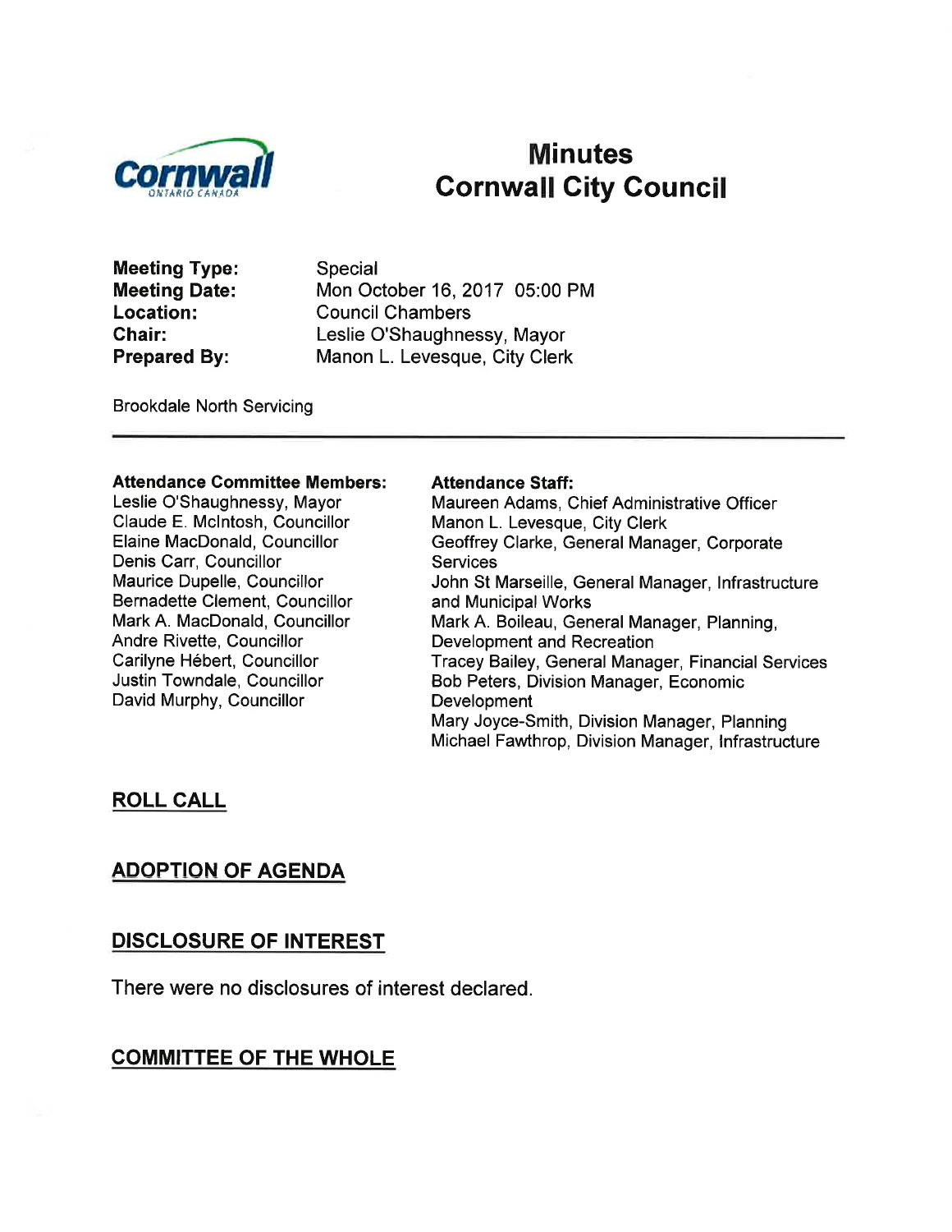Cornwall
ONTARIO CANADA

# Minutes
# Cornwall City Council

**Meeting Type:** Special
**Meeting Date:** Mon October 16, 2017 05:00 PM
**Location:** Council Chambers
**Chair:** Leslie O'Shaughnessy, Mayor
**Prepared By:** Manon L. Levesque, City Clerk

Brookdale North Servicing

---

**Attendance Committee Members:**
Leslie O'Shaughnessy, Mayor
Claude E. McIntosh, Councillor
Elaine MacDonald, Councillor
Denis Carr, Councillor
Maurice Dupelle, Councillor
Bernadette Clement, Councillor
Mark A. MacDonald, Councillor
Andre Rivette, Councillor
Carilyne Hébert, Councillor
Justin Towndale, Councillor
David Murphy, Councillor

**Attendance Staff:**
Maureen Adams, Chief Administrative Officer
Manon L. Levesque, City Clerk
Geoffrey Clarke, General Manager, Corporate Services
John St Marseille, General Manager, Infrastructure and Municipal Works
Mark A. Boileau, General Manager, Planning, Development and Recreation
Tracey Bailey, General Manager, Financial Services
Bob Peters, Division Manager, Economic Development
Mary Joyce-Smith, Division Manager, Planning
Michael Fawthrop, Division Manager, Infrastructure

## ROLL CALL

## ADOPTION OF AGENDA

## DISCLOSURE OF INTEREST

There were no disclosures of interest declared.

## COMMITTEE OF THE WHOLE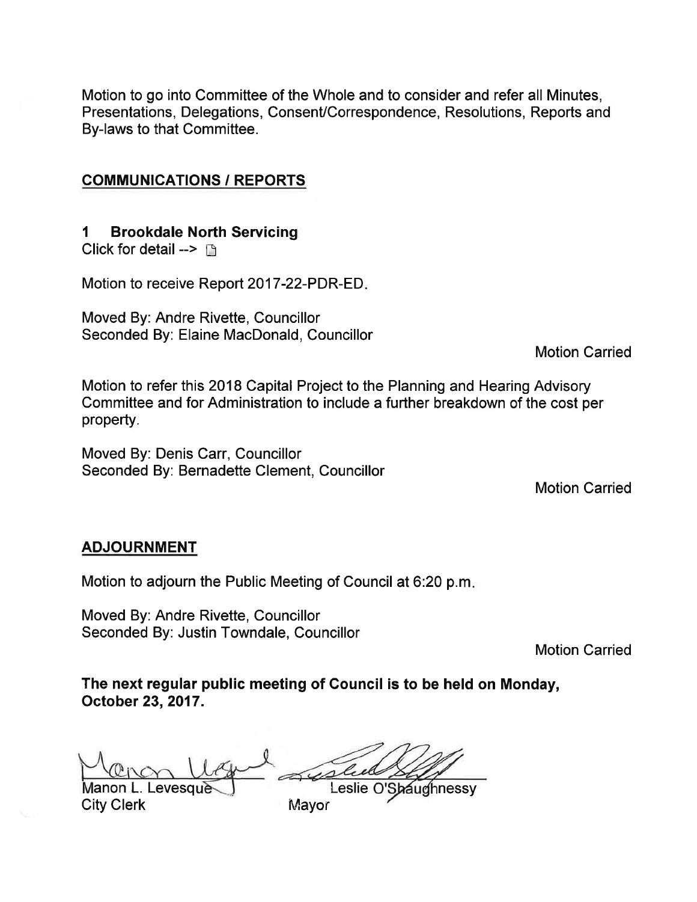Motion to go into Committee of the Whole and to consider and refer all Minutes, Presentations, Delegations, Consent/Correspondence, Resolutions, Reports and By-laws to that Committee.

## COMMUNICATIONS / REPORTS

### 1 Brookdale North Servicing

Click for detail -->

Motion to receive Report 2017-22-PDR-ED.

Moved By: Andre Rivette, Councillor
Seconded By: Elaine MacDonald, Councillor

Motion Carried

Motion to refer this 2018 Capital Project to the Planning and Hearing Advisory Committee and for Administration to include a further breakdown of the cost per property.

Moved By: Denis Carr, Councillor
Seconded By: Bernadette Clement, Councillor

Motion Carried

## ADJOURNMENT

Motion to adjourn the Public Meeting of Council at 6:20 p.m.

Moved By: Andre Rivette, Councillor
Seconded By: Justin Towndale, Councillor

Motion Carried

**The next regular public meeting of Council is to be held on Monday, October 23, 2017.**

Manon L. Levesque
City Clerk

Leslie O'Shaughnessy
Mayor